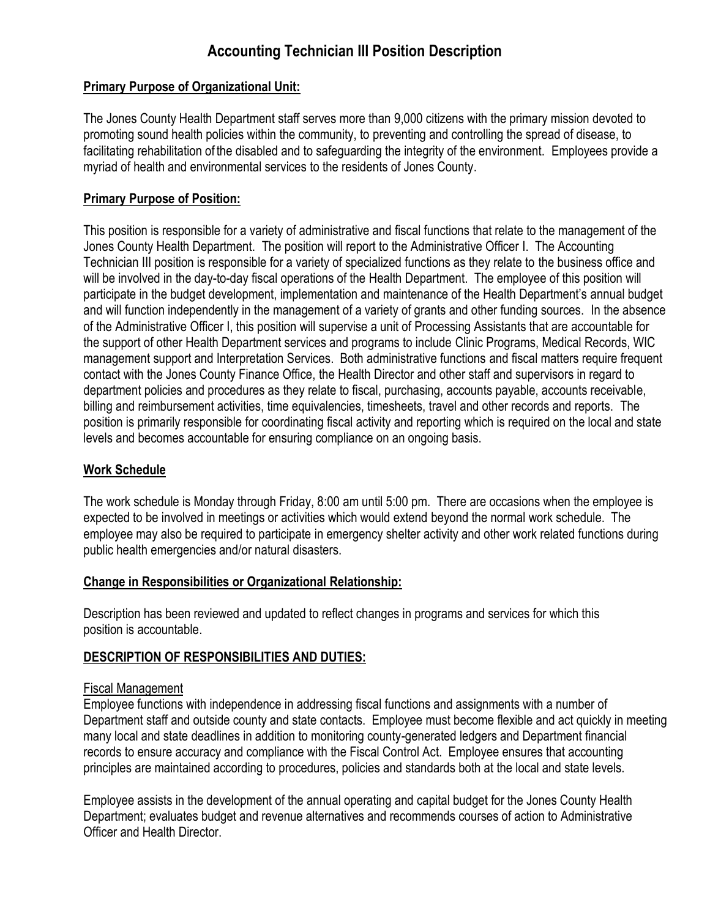# Accounting Technician III Position Description

**Primary Purpose of Organizational Unit:**

The Jones County Health Department staff serves more than 9,000 citizens with the primary mission devoted to promoting sound health policies within the community, to preventing and controlling the spread of disease, to facilitating rehabilitation of the disabled and to safeguarding the integrity of the environment. Employees provide a myriad of health and environmental services to the residents of Jones County.

**Primary Purpose of Position:**

This position is responsible for a variety of administrative and fiscal functions that relate to the management of the Jones County Health Department. The position will report to the Administrative Officer I. The Accounting Technician III position is responsible for a variety of specialized functions as they relate to the business office and will be involved in the day-to-day fiscal operations of the Health Department. The employee of this position will participate in the budget development, implementation and maintenance of the Health Department's annual budget and will function independently in the management of a variety of grants and other funding sources. In the absence of the Administrative Officer I, this position will supervise a unit of Processing Assistants that are accountable for the support of other Health Department services and programs to include Clinic Programs, Medical Records, WIC management support and Interpretation Services. Both administrative functions and fiscal matters require frequent contact with the Jones County Finance Office, the Health Director and other staff and supervisors in regard to department policies and procedures as they relate to fiscal, purchasing, accounts payable, accounts receivable, billing and reimbursement activities, time equivalencies, timesheets, travel and other records and reports. The position is primarily responsible for coordinating fiscal activity and reporting which is required on the local and state levels and becomes accountable for ensuring compliance on an ongoing basis.

**Work Schedule**

The work schedule is Monday through Friday, 8:00 am until 5:00 pm. There are occasions when the employee is expected to be involved in meetings or activities which would extend beyond the normal work schedule. The employee may also be required to participate in emergency shelter activity and other work related functions during public health emergencies and/or natural disasters.

**Change in Responsibilities or Organizational Relationship:**

Description has been reviewed and updated to reflect changes in programs and services for which this position is accountable.

**DESCRIPTION OF RESPONSIBILITIES AND DUTIES:**

Fiscal Management

Employee functions with independence in addressing fiscal functions and assignments with a number of Department staff and outside county and state contacts. Employee must become flexible and act quickly in meeting many local and state deadlines in addition to monitoring county-generated ledgers and Department financial records to ensure accuracy and compliance with the Fiscal Control Act. Employee ensures that accounting principles are maintained according to procedures, policies and standards both at the local and state levels.

Employee assists in the development of the annual operating and capital budget for the Jones County Health Department; evaluates budget and revenue alternatives and recommends courses of action to Administrative Officer and Health Director.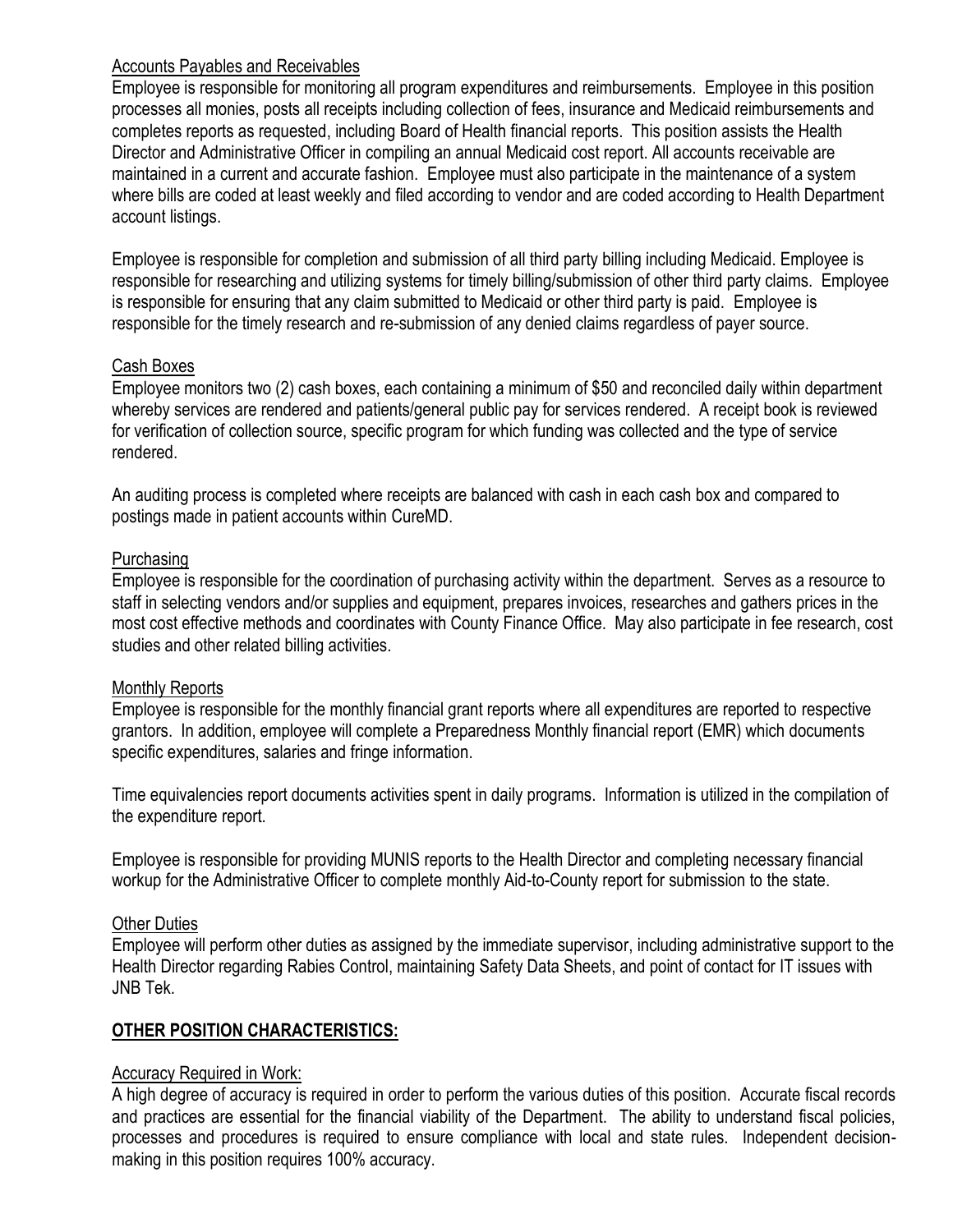Accounts Payables and Receivables

Employee is responsible for monitoring all program expenditures and reimbursements. Employee in this position processes all monies, posts all receipts including collection of fees, insurance and Medicaid reimbursements and completes reports as requested, including Board of Health financial reports. This position assists the Health Director and Administrative Officer in compiling an annual Medicaid cost report. All accounts receivable are maintained in a current and accurate fashion. Employee must also participate in the maintenance of a system where bills are coded at least weekly and filed according to vendor and are coded according to Health Department account listings.

Employee is responsible for completion and submission of all third party billing including Medicaid. Employee is responsible for researching and utilizing systems for timely billing/submission of other third party claims. Employee is responsible for ensuring that any claim submitted to Medicaid or other third party is paid. Employee is responsible for the timely research and re-submission of any denied claims regardless of payer source.

Cash Boxes

Employee monitors two (2) cash boxes, each containing a minimum of $50 and reconciled daily within department whereby services are rendered and patients/general public pay for services rendered. A receipt book is reviewed for verification of collection source, specific program for which funding was collected and the type of service rendered.

An auditing process is completed where receipts are balanced with cash in each cash box and compared to postings made in patient accounts within CureMD.

Purchasing

Employee is responsible for the coordination of purchasing activity within the department. Serves as a resource to staff in selecting vendors and/or supplies and equipment, prepares invoices, researches and gathers prices in the most cost effective methods and coordinates with County Finance Office. May also participate in fee research, cost studies and other related billing activities.

Monthly Reports

Employee is responsible for the monthly financial grant reports where all expenditures are reported to respective grantors. In addition, employee will complete a Preparedness Monthly financial report (EMR) which documents specific expenditures, salaries and fringe information.

Time equivalencies report documents activities spent in daily programs. Information is utilized in the compilation of the expenditure report.

Employee is responsible for providing MUNIS reports to the Health Director and completing necessary financial workup for the Administrative Officer to complete monthly Aid-to-County report for submission to the state.

Other Duties

Employee will perform other duties as assigned by the immediate supervisor, including administrative support to the Health Director regarding Rabies Control, maintaining Safety Data Sheets, and point of contact for IT issues with JNB Tek.

## OTHER POSITION CHARACTERISTICS:

Accuracy Required in Work:

A high degree of accuracy is required in order to perform the various duties of this position. Accurate fiscal records and practices are essential for the financial viability of the Department. The ability to understand fiscal policies, processes and procedures is required to ensure compliance with local and state rules. Independent decision-making in this position requires 100% accuracy.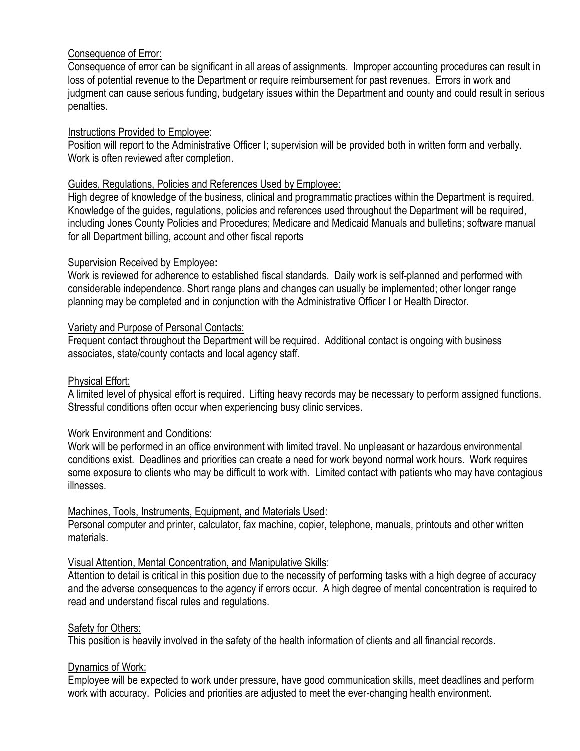Consequence of Error:
Consequence of error can be significant in all areas of assignments. Improper accounting procedures can result in loss of potential revenue to the Department or require reimbursement for past revenues. Errors in work and judgment can cause serious funding, budgetary issues within the Department and county and could result in serious penalties.

Instructions Provided to Employee:
Position will report to the Administrative Officer I; supervision will be provided both in written form and verbally. Work is often reviewed after completion.

Guides, Regulations, Policies and References Used by Employee:
High degree of knowledge of the business, clinical and programmatic practices within the Department is required. Knowledge of the guides, regulations, policies and references used throughout the Department will be required, including Jones County Policies and Procedures; Medicare and Medicaid Manuals and bulletins; software manual for all Department billing, account and other fiscal reports

Supervision Received by Employee**:**
Work is reviewed for adherence to established fiscal standards. Daily work is self-planned and performed with considerable independence. Short range plans and changes can usually be implemented; other longer range planning may be completed and in conjunction with the Administrative Officer I or Health Director.

Variety and Purpose of Personal Contacts:
Frequent contact throughout the Department will be required. Additional contact is ongoing with business associates, state/county contacts and local agency staff.

Physical Effort:
A limited level of physical effort is required. Lifting heavy records may be necessary to perform assigned functions. Stressful conditions often occur when experiencing busy clinic services.

Work Environment and Conditions:
Work will be performed in an office environment with limited travel. No unpleasant or hazardous environmental conditions exist. Deadlines and priorities can create a need for work beyond normal work hours. Work requires some exposure to clients who may be difficult to work with. Limited contact with patients who may have contagious illnesses.

Machines, Tools, Instruments, Equipment, and Materials Used:
Personal computer and printer, calculator, fax machine, copier, telephone, manuals, printouts and other written materials.

Visual Attention, Mental Concentration, and Manipulative Skills:
Attention to detail is critical in this position due to the necessity of performing tasks with a high degree of accuracy and the adverse consequences to the agency if errors occur. A high degree of mental concentration is required to read and understand fiscal rules and regulations.

Safety for Others:
This position is heavily involved in the safety of the health information of clients and all financial records.

Dynamics of Work:
Employee will be expected to work under pressure, have good communication skills, meet deadlines and perform work with accuracy. Policies and priorities are adjusted to meet the ever-changing health environment.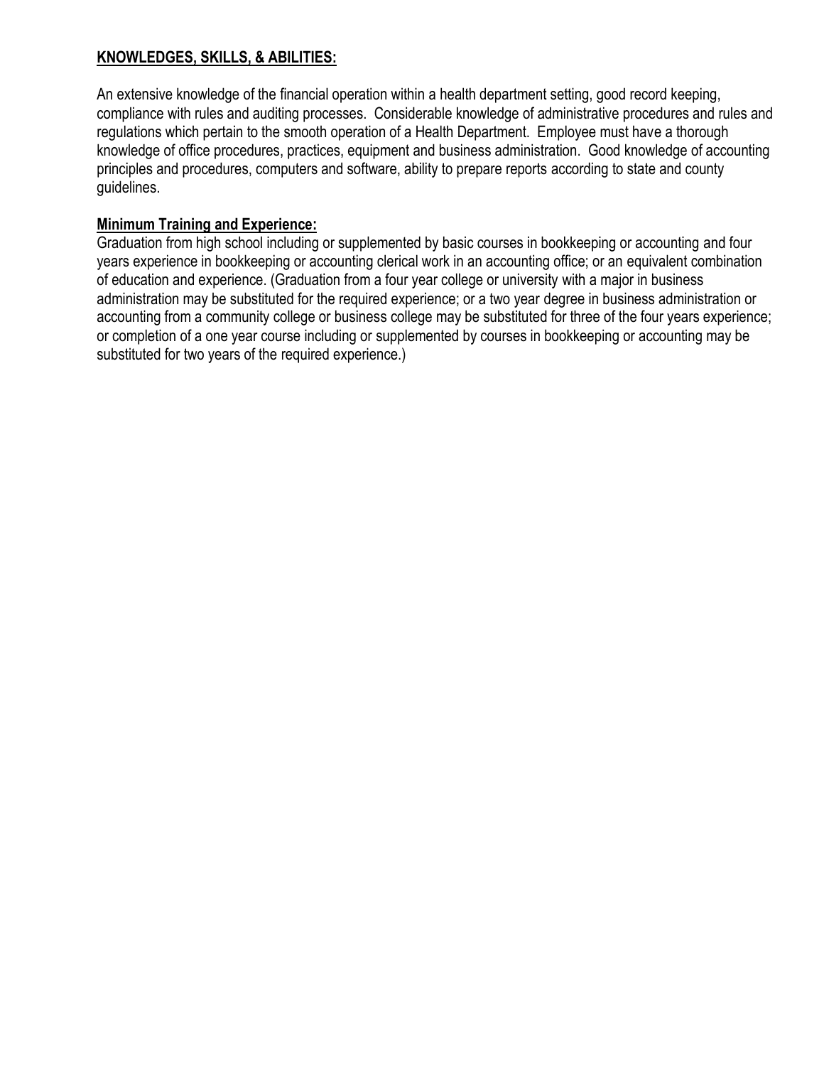**KNOWLEDGES, SKILLS, & ABILITIES:**

An extensive knowledge of the financial operation within a health department setting, good record keeping, compliance with rules and auditing processes. Considerable knowledge of administrative procedures and rules and regulations which pertain to the smooth operation of a Health Department. Employee must have a thorough knowledge of office procedures, practices, equipment and business administration. Good knowledge of accounting principles and procedures, computers and software, ability to prepare reports according to state and county guidelines.

**Minimum Training and Experience:**

Graduation from high school including or supplemented by basic courses in bookkeeping or accounting and four years experience in bookkeeping or accounting clerical work in an accounting office; or an equivalent combination of education and experience. (Graduation from a four year college or university with a major in business administration may be substituted for the required experience; or a two year degree in business administration or accounting from a community college or business college may be substituted for three of the four years experience; or completion of a one year course including or supplemented by courses in bookkeeping or accounting may be substituted for two years of the required experience.)